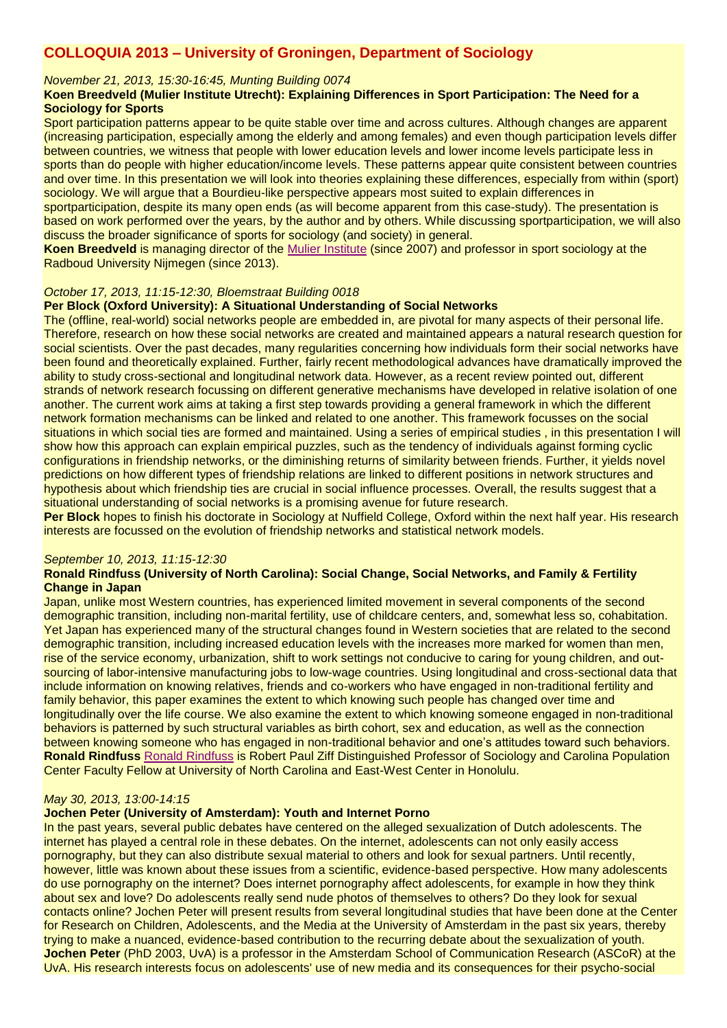# COLLOQUIA 2013 – University of Groningen, Department of Sociology

*November 21, 2013, 15:30-16:45, Munting Building 0074*

**Koen Breedveld (Mulier Institute Utrecht): Explaining Differences in Sport Participation: The Need for a Sociology for Sports**

Sport participation patterns appear to be quite stable over time and across cultures. Although changes are apparent (increasing participation, especially among the elderly and among females) and even though participation levels differ between countries, we witness that people with lower education levels and lower income levels participate less in sports than do people with higher education/income levels. These patterns appear quite consistent between countries and over time. In this presentation we will look into theories explaining these differences, especially from within (sport) sociology. We will argue that a Bourdieu-like perspective appears most suited to explain differences in sportparticipation, despite its many open ends (as will become apparent from this case-study). The presentation is based on work performed over the years, by the author and by others. While discussing sportparticipation, we will also discuss the broader significance of sports for sociology (and society) in general.

**Koen Breedveld** is managing director of the Mulier Institute (since 2007) and professor in sport sociology at the Radboud University Nijmegen (since 2013).

*October 17, 2013, 11:15-12:30, Bloemstraat Building 0018*

**Per Block (Oxford University): A Situational Understanding of Social Networks**

The (offline, real-world) social networks people are embedded in, are pivotal for many aspects of their personal life. Therefore, research on how these social networks are created and maintained appears a natural research question for social scientists. Over the past decades, many regularities concerning how individuals form their social networks have been found and theoretically explained. Further, fairly recent methodological advances have dramatically improved the ability to study cross-sectional and longitudinal network data. However, as a recent review pointed out, different strands of network research focussing on different generative mechanisms have developed in relative isolation of one another. The current work aims at taking a first step towards providing a general framework in which the different network formation mechanisms can be linked and related to one another. This framework focusses on the social situations in which social ties are formed and maintained. Using a series of empirical studies , in this presentation I will show how this approach can explain empirical puzzles, such as the tendency of individuals against forming cyclic configurations in friendship networks, or the diminishing returns of similarity between friends. Further, it yields novel predictions on how different types of friendship relations are linked to different positions in network structures and hypothesis about which friendship ties are crucial in social influence processes. Overall, the results suggest that a situational understanding of social networks is a promising avenue for future research.

**Per Block** hopes to finish his doctorate in Sociology at Nuffield College, Oxford within the next half year. His research interests are focussed on the evolution of friendship networks and statistical network models.

*September 10, 2013, 11:15-12:30*

**Ronald Rindfuss (University of North Carolina): Social Change, Social Networks, and Family & Fertility Change in Japan**

Japan, unlike most Western countries, has experienced limited movement in several components of the second demographic transition, including non-marital fertility, use of childcare centers, and, somewhat less so, cohabitation. Yet Japan has experienced many of the structural changes found in Western societies that are related to the second demographic transition, including increased education levels with the increases more marked for women than men, rise of the service economy, urbanization, shift to work settings not conducive to caring for young children, and out-sourcing of labor-intensive manufacturing jobs to low-wage countries. Using longitudinal and cross-sectional data that include information on knowing relatives, friends and co-workers who have engaged in non-traditional fertility and family behavior, this paper examines the extent to which knowing such people has changed over time and longitudinally over the life course. We also examine the extent to which knowing someone engaged in non-traditional behaviors is patterned by such structural variables as birth cohort, sex and education, as well as the connection between knowing someone who has engaged in non-traditional behavior and one's attitudes toward such behaviors.

**Ronald Rindfuss** Ronald Rindfuss is Robert Paul Ziff Distinguished Professor of Sociology and Carolina Population Center Faculty Fellow at University of North Carolina and East-West Center in Honolulu.

*May 30, 2013, 13:00-14:15*

**Jochen Peter (University of Amsterdam): Youth and Internet Porno**

In the past years, several public debates have centered on the alleged sexualization of Dutch adolescents. The internet has played a central role in these debates. On the internet, adolescents can not only easily access pornography, but they can also distribute sexual material to others and look for sexual partners. Until recently, however, little was known about these issues from a scientific, evidence-based perspective. How many adolescents do use pornography on the internet? Does internet pornography affect adolescents, for example in how they think about sex and love? Do adolescents really send nude photos of themselves to others? Do they look for sexual contacts online? Jochen Peter will present results from several longitudinal studies that have been done at the Center for Research on Children, Adolescents, and the Media at the University of Amsterdam in the past six years, thereby trying to make a nuanced, evidence-based contribution to the recurring debate about the sexualization of youth.

**Jochen Peter** (PhD 2003, UvA) is a professor in the Amsterdam School of Communication Research (ASCoR) at the UvA. His research interests focus on adolescents' use of new media and its consequences for their psycho-social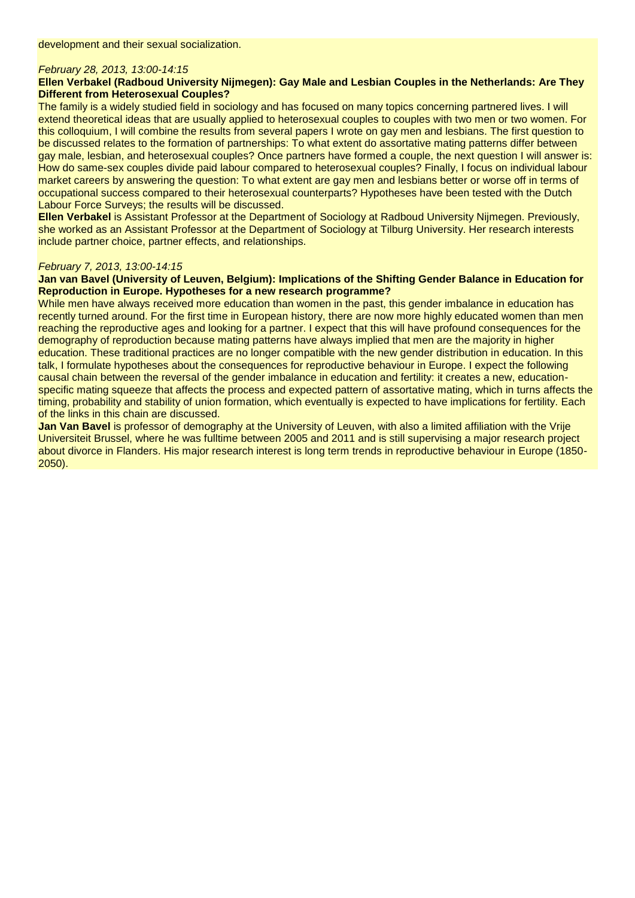development and their sexual socialization.

*February 28, 2013, 13:00-14:15*

**Ellen Verbakel (Radboud University Nijmegen): Gay Male and Lesbian Couples in the Netherlands: Are They Different from Heterosexual Couples?**

The family is a widely studied field in sociology and has focused on many topics concerning partnered lives. I will extend theoretical ideas that are usually applied to heterosexual couples to couples with two men or two women. For this colloquium, I will combine the results from several papers I wrote on gay men and lesbians. The first question to be discussed relates to the formation of partnerships: To what extent do assortative mating patterns differ between gay male, lesbian, and heterosexual couples? Once partners have formed a couple, the next question I will answer is: How do same-sex couples divide paid labour compared to heterosexual couples? Finally, I focus on individual labour market careers by answering the question: To what extent are gay men and lesbians better or worse off in terms of occupational success compared to their heterosexual counterparts? Hypotheses have been tested with the Dutch Labour Force Surveys; the results will be discussed.

**Ellen Verbakel** is Assistant Professor at the Department of Sociology at Radboud University Nijmegen. Previously, she worked as an Assistant Professor at the Department of Sociology at Tilburg University. Her research interests include partner choice, partner effects, and relationships.

*February 7, 2013, 13:00-14:15*

**Jan van Bavel (University of Leuven, Belgium): Implications of the Shifting Gender Balance in Education for Reproduction in Europe. Hypotheses for a new research programme?**

While men have always received more education than women in the past, this gender imbalance in education has recently turned around. For the first time in European history, there are now more highly educated women than men reaching the reproductive ages and looking for a partner. I expect that this will have profound consequences for the demography of reproduction because mating patterns have always implied that men are the majority in higher education. These traditional practices are no longer compatible with the new gender distribution in education. In this talk, I formulate hypotheses about the consequences for reproductive behaviour in Europe. I expect the following causal chain between the reversal of the gender imbalance in education and fertility: it creates a new, education-specific mating squeeze that affects the process and expected pattern of assortative mating, which in turns affects the timing, probability and stability of union formation, which eventually is expected to have implications for fertility. Each of the links in this chain are discussed.

**Jan Van Bavel** is professor of demography at the University of Leuven, with also a limited affiliation with the Vrije Universiteit Brussel, where he was fulltime between 2005 and 2011 and is still supervising a major research project about divorce in Flanders. His major research interest is long term trends in reproductive behaviour in Europe (1850-2050).